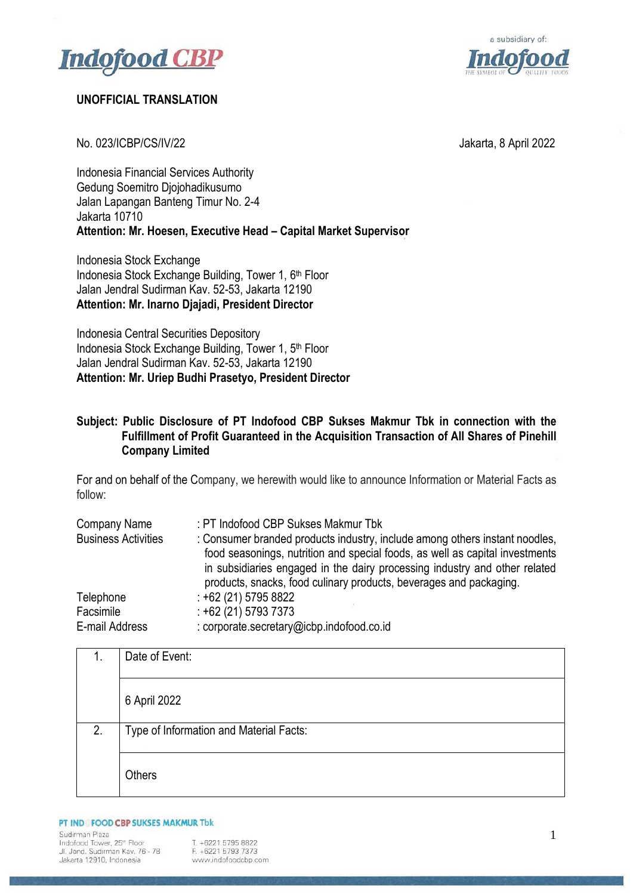**UNOFFICIAL TRANSLATION**

No. 023/ICBP/CS/IV/22

Jakarta, 8 April 2022

Indonesia Financial Services Authority
Gedung Soemitro Djojohadikusumo
Jalan Lapangan Banteng Timur No. 2-4
Jakarta 10710
**Attention: Mr. Hoesen, Executive Head – Capital Market Supervisor**

Indonesia Stock Exchange
Indonesia Stock Exchange Building, Tower 1, 6th Floor
Jalan Jendral Sudirman Kav. 52-53, Jakarta 12190
**Attention: Mr. Inarno Djajadi, President Director**

Indonesia Central Securities Depository
Indonesia Stock Exchange Building, Tower 1, 5th Floor
Jalan Jendral Sudirman Kav. 52-53, Jakarta 12190
**Attention: Mr. Uriep Budhi Prasetyo, President Director**

**Subject: Public Disclosure of PT Indofood CBP Sukses Makmur Tbk in connection with the Fulfillment of Profit Guaranteed in the Acquisition Transaction of All Shares of Pinehill Company Limited**

For and on behalf of the Company, we herewith would like to announce Information or Material Facts as follow:

| | |
|---|---|
| Company Name | : PT Indofood CBP Sukses Makmur Tbk |
| Business Activities | : Consumer branded products industry, include among others instant noodles, food seasonings, nutrition and special foods, as well as capital investments in subsidiaries engaged in the dairy processing industry and other related products, snacks, food culinary products, beverages and packaging. |
| Telephone | : +62 (21) 5795 8822 |
| Facsimile | : +62 (21) 5793 7373 |
| E-mail Address | : corporate.secretary@icbp.indofood.co.id |

| | |
|---|---|
| 1. | Date of Event: |
| | 6 April 2022 |
| 2. | Type of Information and Material Facts: |
| | Others |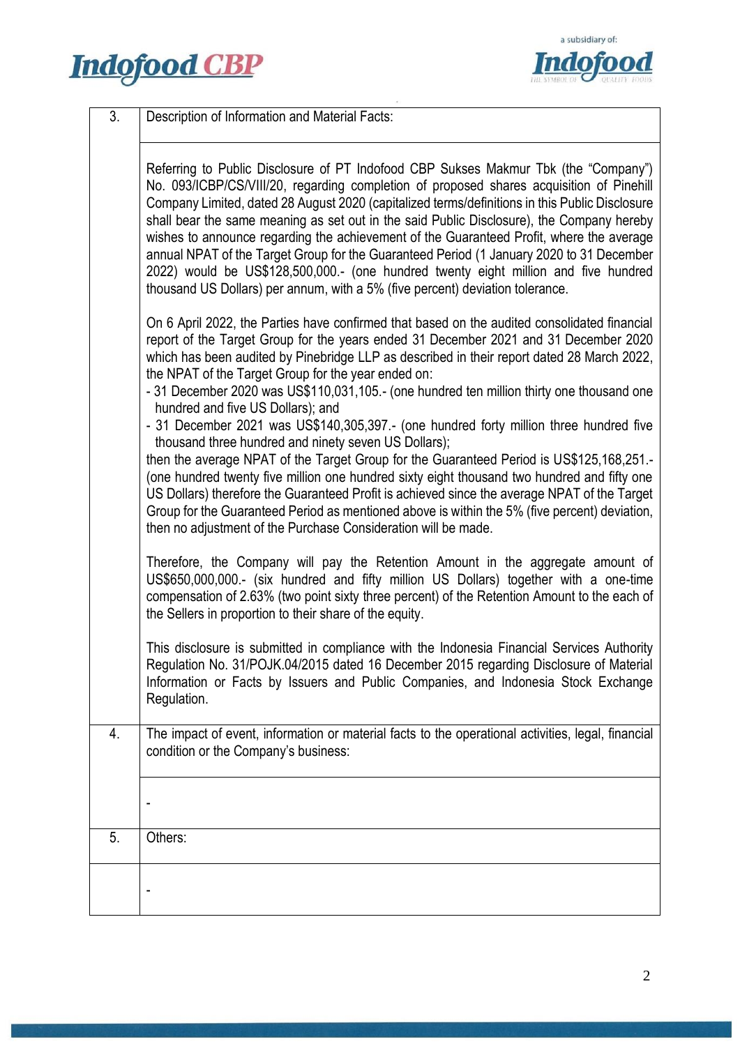| 3. | Description of Information and Material Facts: |
| --- | --- |
| | Referring to Public Disclosure of PT Indofood CBP Sukses Makmur Tbk (the "Company") No. 093/ICBP/CS/VIII/20, regarding completion of proposed shares acquisition of Pinehill Company Limited, dated 28 August 2020 (capitalized terms/definitions in this Public Disclosure shall bear the same meaning as set out in the said Public Disclosure), the Company hereby wishes to announce regarding the achievement of the Guaranteed Profit, where the average annual NPAT of the Target Group for the Guaranteed Period (1 January 2020 to 31 December 2022) would be US$128,500,000.- (one hundred twenty eight million and five hundred thousand US Dollars) per annum, with a 5% (five percent) deviation tolerance.<br><br>On 6 April 2022, the Parties have confirmed that based on the audited consolidated financial report of the Target Group for the years ended 31 December 2021 and 31 December 2020 which has been audited by Pinebridge LLP as described in their report dated 28 March 2022, the NPAT of the Target Group for the year ended on:<br>- 31 December 2020 was US$110,031,105.- (one hundred ten million thirty one thousand one hundred and five US Dollars); and<br>- 31 December 2021 was US$140,305,397.- (one hundred forty million three hundred five thousand three hundred and ninety seven US Dollars);<br>then the average NPAT of the Target Group for the Guaranteed Period is US$125,168,251.- (one hundred twenty five million one hundred sixty eight thousand two hundred and fifty one US Dollars) therefore the Guaranteed Profit is achieved since the average NPAT of the Target Group for the Guaranteed Period as mentioned above is within the 5% (five percent) deviation, then no adjustment of the Purchase Consideration will be made.<br><br>Therefore, the Company will pay the Retention Amount in the aggregate amount of US$650,000,000.- (six hundred and fifty million US Dollars) together with a one-time compensation of 2.63% (two point sixty three percent) of the Retention Amount to the each of the Sellers in proportion to their share of the equity.<br><br>This disclosure is submitted in compliance with the Indonesia Financial Services Authority Regulation No. 31/POJK.04/2015 dated 16 December 2015 regarding Disclosure of Material Information or Facts by Issuers and Public Companies, and Indonesia Stock Exchange Regulation. |
| 4. | The impact of event, information or material facts to the operational activities, legal, financial condition or the Company's business: |
| | - |
| 5. | Others: |
| | - |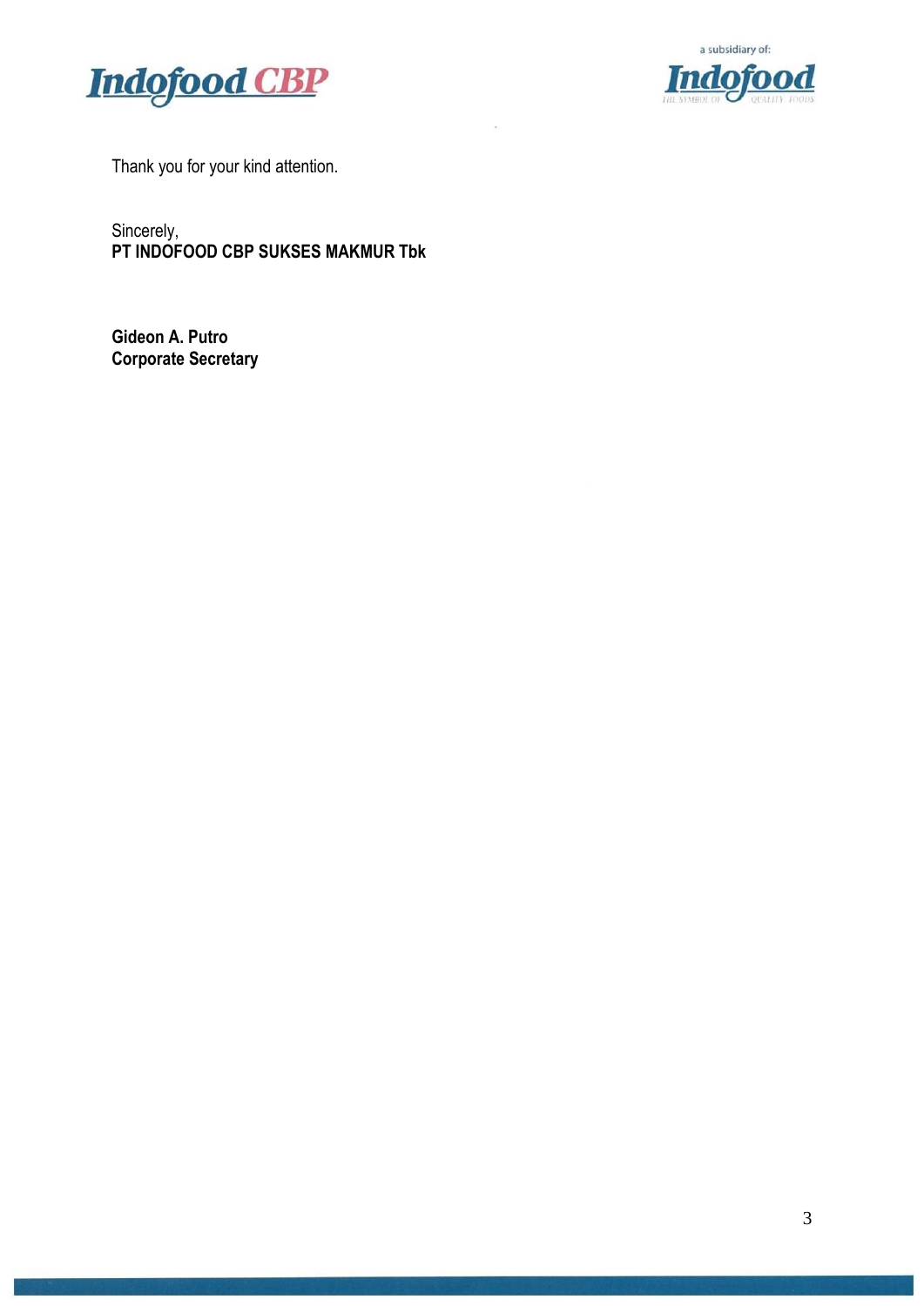Thank you for your kind attention.

Sincerely,
**PT INDOFOOD CBP SUKSES MAKMUR Tbk**

**Gideon A. Putro**
**Corporate Secretary**